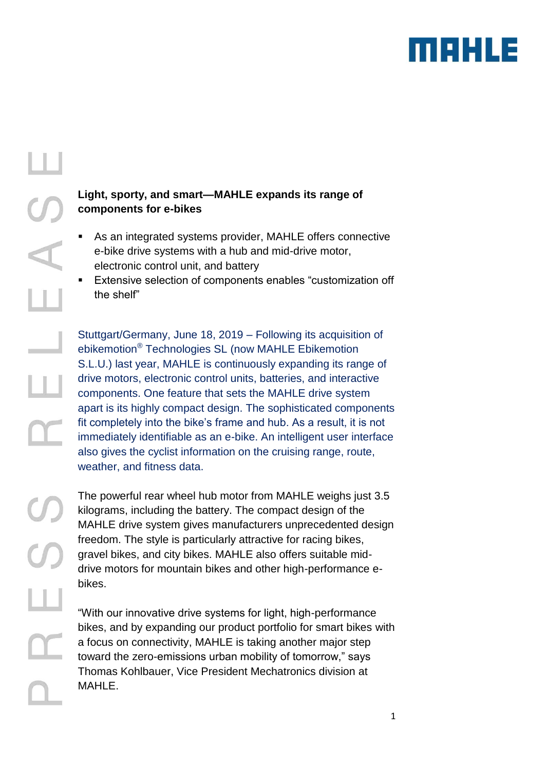# Light, sporty, and smart—MAHLE expands its range of components for e-bikes

- As an integrated systems provider, MAHLE offers connective e-bike drive systems with a hub and mid-drive motor, electronic control unit, and battery
- Extensive selection of components enables "customization off the shelf"

Stuttgart/Germany, June 18, 2019 – Following its acquisition of ebikemotion® Technologies SL (now MAHLE Ebikemotion S.L.U.) last year, MAHLE is continuously expanding its range of drive motors, electronic control units, batteries, and interactive components. One feature that sets the MAHLE drive system apart is its highly compact design. The sophisticated components fit completely into the bike's frame and hub. As a result, it is not immediately identifiable as an e-bike. An intelligent user interface also gives the cyclist information on the cruising range, route, weather, and fitness data.

The powerful rear wheel hub motor from MAHLE weighs just 3.5 kilograms, including the battery. The compact design of the MAHLE drive system gives manufacturers unprecedented design freedom. The style is particularly attractive for racing bikes, gravel bikes, and city bikes. MAHLE also offers suitable mid-drive motors for mountain bikes and other high-performance e-bikes.

"With our innovative drive systems for light, high-performance bikes, and by expanding our product portfolio for smart bikes with a focus on connectivity, MAHLE is taking another major step toward the zero-emissions urban mobility of tomorrow," says Thomas Kohlbauer, Vice President Mechatronics division at MAHLE.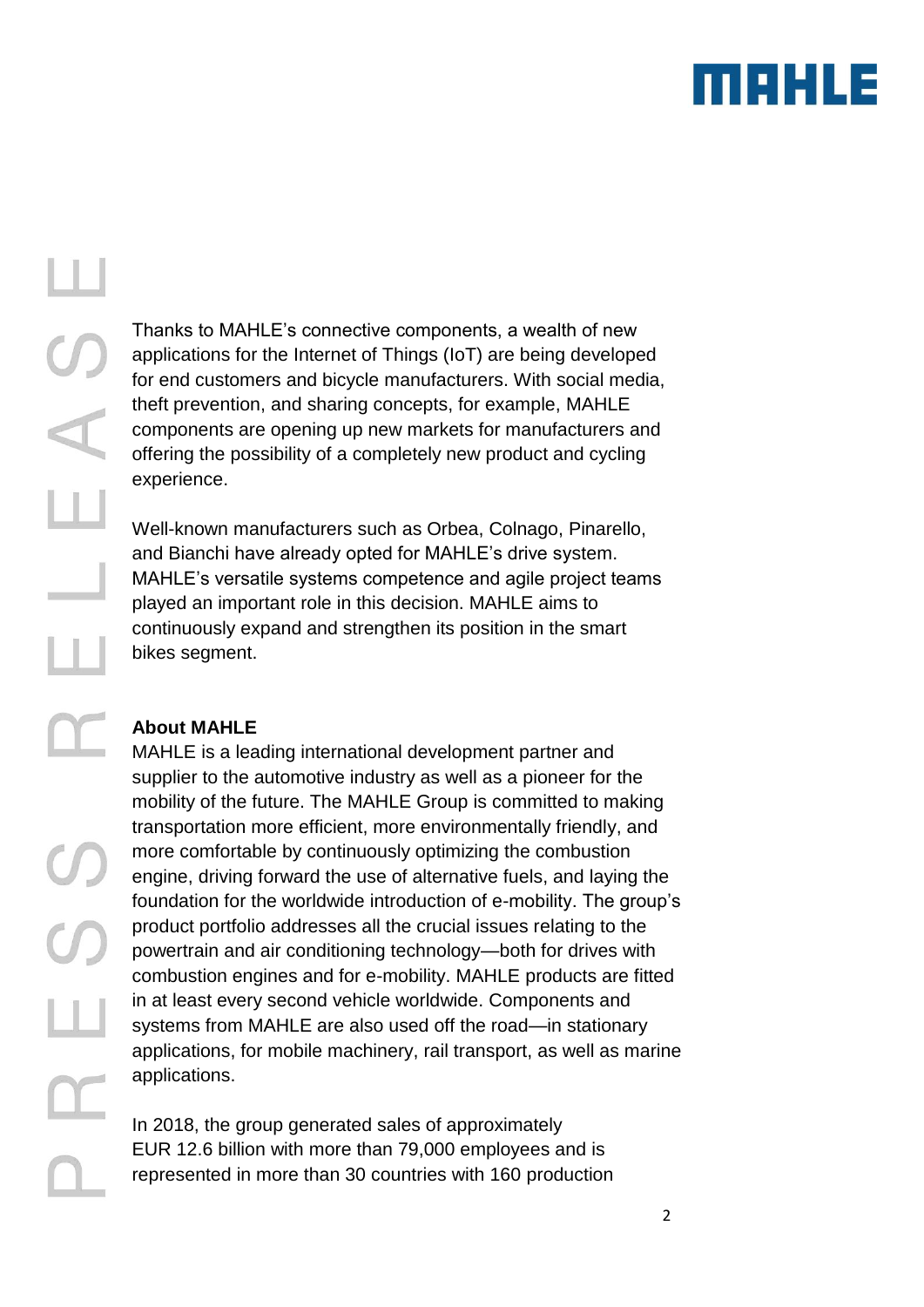Thanks to MAHLE's connective components, a wealth of new applications for the Internet of Things (IoT) are being developed for end customers and bicycle manufacturers. With social media, theft prevention, and sharing concepts, for example, MAHLE components are opening up new markets for manufacturers and offering the possibility of a completely new product and cycling experience.

Well-known manufacturers such as Orbea, Colnago, Pinarello, and Bianchi have already opted for MAHLE's drive system. MAHLE's versatile systems competence and agile project teams played an important role in this decision. MAHLE aims to continuously expand and strengthen its position in the smart bikes segment.

**About MAHLE**

MAHLE is a leading international development partner and supplier to the automotive industry as well as a pioneer for the mobility of the future. The MAHLE Group is committed to making transportation more efficient, more environmentally friendly, and more comfortable by continuously optimizing the combustion engine, driving forward the use of alternative fuels, and laying the foundation for the worldwide introduction of e-mobility. The group's product portfolio addresses all the crucial issues relating to the powertrain and air conditioning technology—both for drives with combustion engines and for e-mobility. MAHLE products are fitted in at least every second vehicle worldwide. Components and systems from MAHLE are also used off the road—in stationary applications, for mobile machinery, rail transport, as well as marine applications.

In 2018, the group generated sales of approximately EUR 12.6 billion with more than 79,000 employees and is represented in more than 30 countries with 160 production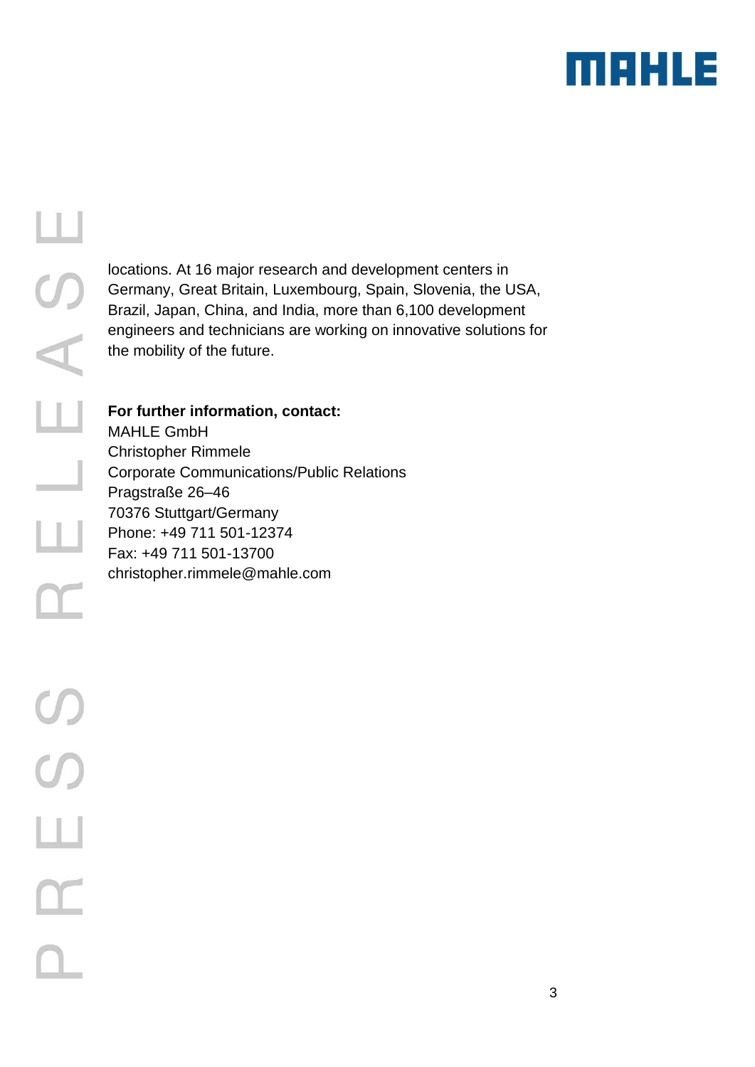locations. At 16 major research and development centers in Germany, Great Britain, Luxembourg, Spain, Slovenia, the USA, Brazil, Japan, China, and India, more than 6,100 development engineers and technicians are working on innovative solutions for the mobility of the future.

**For further information, contact:**
MAHLE GmbH
Christopher Rimmele
Corporate Communications/Public Relations
Pragstraße 26–46
70376 Stuttgart/Germany
Phone: +49 711 501-12374
Fax: +49 711 501-13700
christopher.rimmele@mahle.com